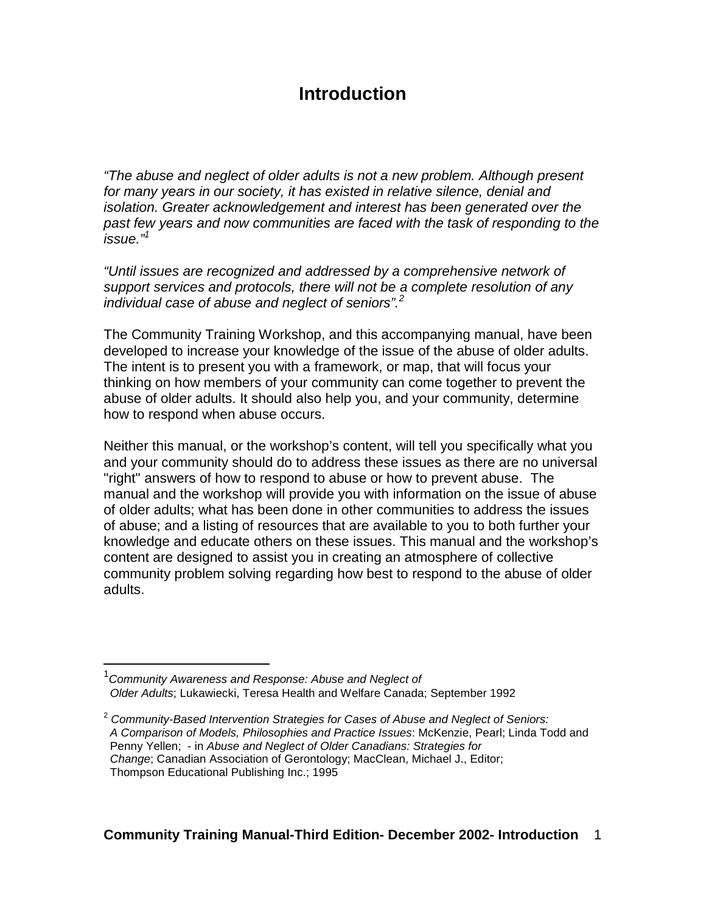# Introduction

*"The abuse and neglect of older adults is not a new problem. Although present for many years in our society, it has existed in relative silence, denial and isolation. Greater acknowledgement and interest has been generated over the past few years and now communities are faced with the task of responding to the issue."*[1]

*"Until issues are recognized and addressed by a comprehensive network of support services and protocols, there will not be a complete resolution of any individual case of abuse and neglect of seniors".*[2]

The Community Training Workshop, and this accompanying manual, have been developed to increase your knowledge of the issue of the abuse of older adults. The intent is to present you with a framework, or map, that will focus your thinking on how members of your community can come together to prevent the abuse of older adults. It should also help you, and your community, determine how to respond when abuse occurs.

Neither this manual, or the workshop's content, will tell you specifically what you and your community should do to address these issues as there are no universal "right" answers of how to respond to abuse or how to prevent abuse. The manual and the workshop will provide you with information on the issue of abuse of older adults; what has been done in other communities to address the issues of abuse; and a listing of resources that are available to you to both further your knowledge and educate others on these issues. This manual and the workshop's content are designed to assist you in creating an atmosphere of collective community problem solving regarding how best to respond to the abuse of older adults.

---

[1] *Community Awareness and Response: Abuse and Neglect of Older Adults*; Lukawiecki, Teresa Health and Welfare Canada; September 1992

[2] *Community-Based Intervention Strategies for Cases of Abuse and Neglect of Seniors: A Comparison of Models, Philosophies and Practice Issues*: McKenzie, Pearl; Linda Todd and Penny Yellen; - in *Abuse and Neglect of Older Canadians: Strategies for Change*; Canadian Association of Gerontology; MacClean, Michael J., Editor; Thompson Educational Publishing Inc.; 1995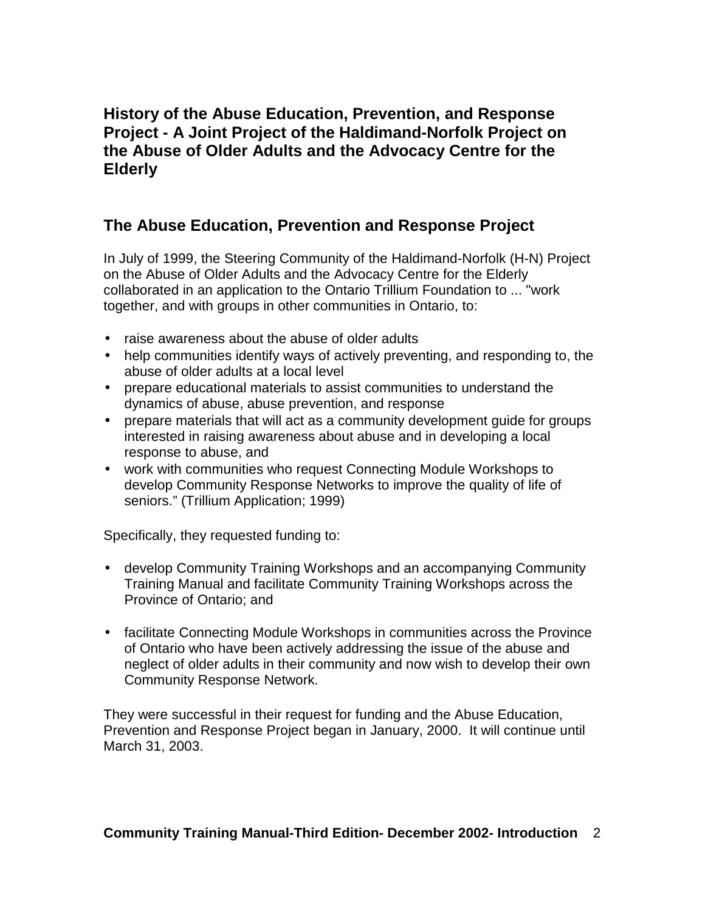## History of the Abuse Education, Prevention, and Response Project - A Joint Project of the Haldimand-Norfolk Project on the Abuse of Older Adults and the Advocacy Centre for the Elderly

## The Abuse Education, Prevention and Response Project

In July of 1999, the Steering Community of the Haldimand-Norfolk (H-N) Project on the Abuse of Older Adults and the Advocacy Centre for the Elderly collaborated in an application to the Ontario Trillium Foundation to ... "work together, and with groups in other communities in Ontario, to:

- raise awareness about the abuse of older adults
- help communities identify ways of actively preventing, and responding to, the abuse of older adults at a local level
- prepare educational materials to assist communities to understand the dynamics of abuse, abuse prevention, and response
- prepare materials that will act as a community development guide for groups interested in raising awareness about abuse and in developing a local response to abuse, and
- work with communities who request Connecting Module Workshops to develop Community Response Networks to improve the quality of life of seniors." (Trillium Application; 1999)

Specifically, they requested funding to:

- develop Community Training Workshops and an accompanying Community Training Manual and facilitate Community Training Workshops across the Province of Ontario; and
- facilitate Connecting Module Workshops in communities across the Province of Ontario who have been actively addressing the issue of the abuse and neglect of older adults in their community and now wish to develop their own Community Response Network.

They were successful in their request for funding and the Abuse Education, Prevention and Response Project began in January, 2000. It will continue until March 31, 2003.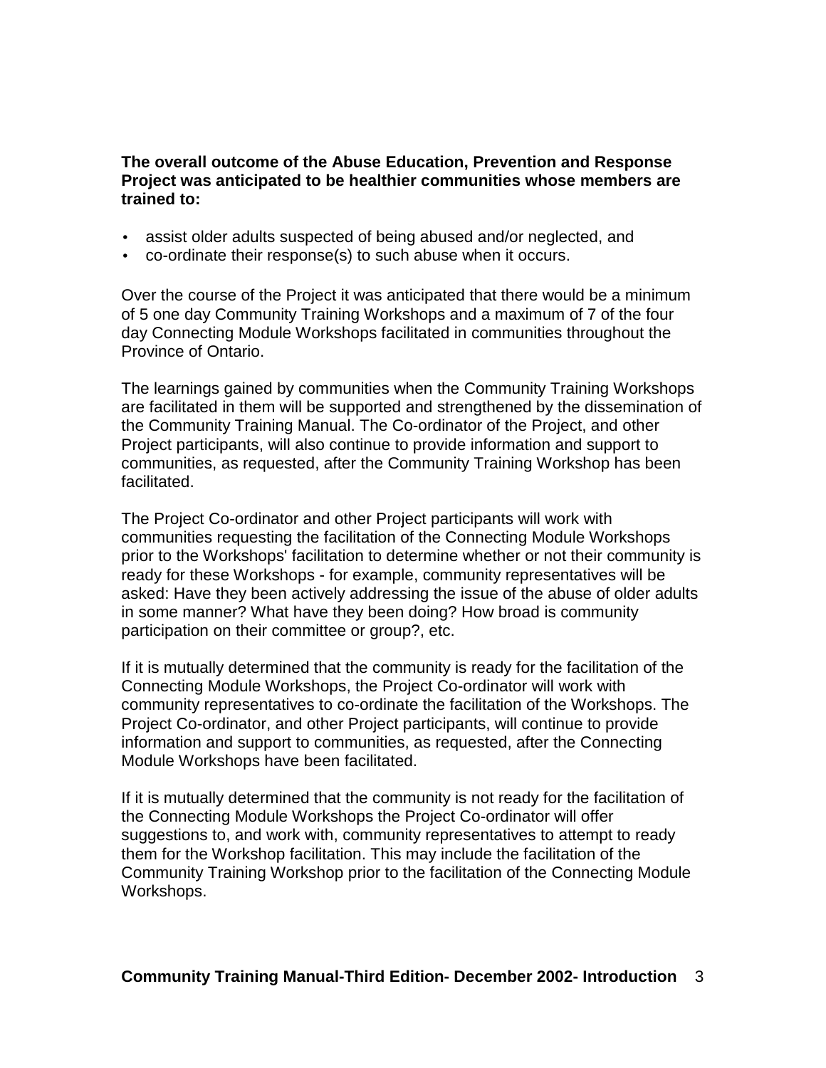**The overall outcome of the Abuse Education, Prevention and Response Project was anticipated to be healthier communities whose members are trained to:**

- assist older adults suspected of being abused and/or neglected, and
- co-ordinate their response(s) to such abuse when it occurs.

Over the course of the Project it was anticipated that there would be a minimum of 5 one day Community Training Workshops and a maximum of 7 of the four day Connecting Module Workshops facilitated in communities throughout the Province of Ontario.

The learnings gained by communities when the Community Training Workshops are facilitated in them will be supported and strengthened by the dissemination of the Community Training Manual. The Co-ordinator of the Project, and other Project participants, will also continue to provide information and support to communities, as requested, after the Community Training Workshop has been facilitated.

The Project Co-ordinator and other Project participants will work with communities requesting the facilitation of the Connecting Module Workshops prior to the Workshops' facilitation to determine whether or not their community is ready for these Workshops - for example, community representatives will be asked: Have they been actively addressing the issue of the abuse of older adults in some manner? What have they been doing? How broad is community participation on their committee or group?, etc.

If it is mutually determined that the community is ready for the facilitation of the Connecting Module Workshops, the Project Co-ordinator will work with community representatives to co-ordinate the facilitation of the Workshops. The Project Co-ordinator, and other Project participants, will continue to provide information and support to communities, as requested, after the Connecting Module Workshops have been facilitated.

If it is mutually determined that the community is not ready for the facilitation of the Connecting Module Workshops the Project Co-ordinator will offer suggestions to, and work with, community representatives to attempt to ready them for the Workshop facilitation. This may include the facilitation of the Community Training Workshop prior to the facilitation of the Connecting Module Workshops.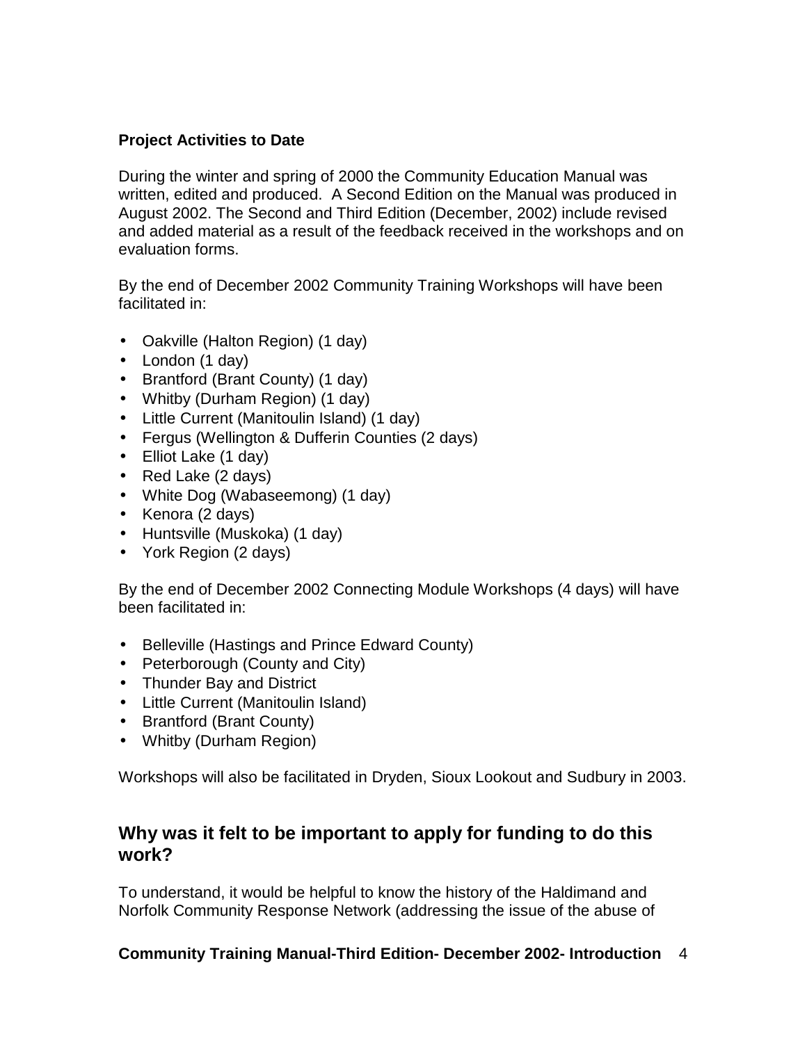**Project Activities to Date**

During the winter and spring of 2000 the Community Education Manual was written, edited and produced. A Second Edition on the Manual was produced in August 2002. The Second and Third Edition (December, 2002) include revised and added material as a result of the feedback received in the workshops and on evaluation forms.

By the end of December 2002 Community Training Workshops will have been facilitated in:

- Oakville (Halton Region) (1 day)
- London (1 day)
- Brantford (Brant County) (1 day)
- Whitby (Durham Region) (1 day)
- Little Current (Manitoulin Island) (1 day)
- Fergus (Wellington & Dufferin Counties (2 days)
- Elliot Lake (1 day)
- Red Lake (2 days)
- White Dog (Wabaseemong) (1 day)
- Kenora (2 days)
- Huntsville (Muskoka) (1 day)
- York Region (2 days)

By the end of December 2002 Connecting Module Workshops (4 days) will have been facilitated in:

- Belleville (Hastings and Prince Edward County)
- Peterborough (County and City)
- Thunder Bay and District
- Little Current (Manitoulin Island)
- Brantford (Brant County)
- Whitby (Durham Region)

Workshops will also be facilitated in Dryden, Sioux Lookout and Sudbury in 2003.

## Why was it felt to be important to apply for funding to do this work?

To understand, it would be helpful to know the history of the Haldimand and Norfolk Community Response Network (addressing the issue of the abuse of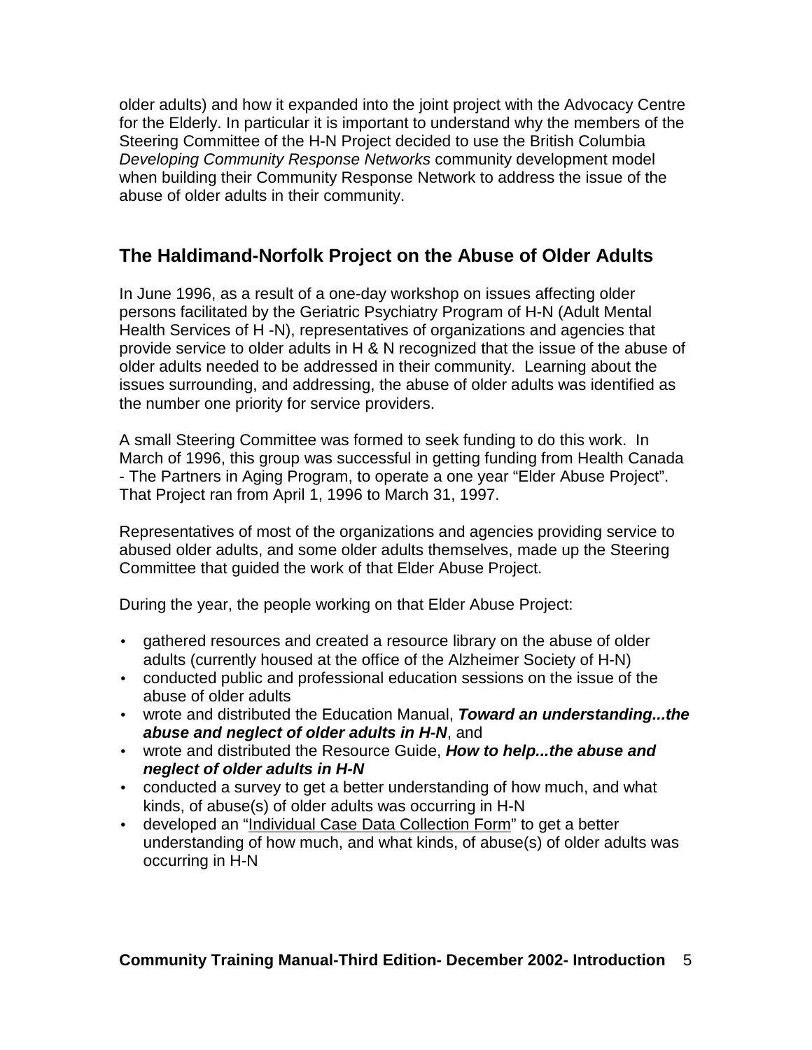older adults) and how it expanded into the joint project with the Advocacy Centre for the Elderly. In particular it is important to understand why the members of the Steering Committee of the H-N Project decided to use the British Columbia *Developing Community Response Networks* community development model when building their Community Response Network to address the issue of the abuse of older adults in their community.

## The Haldimand-Norfolk Project on the Abuse of Older Adults

In June 1996, as a result of a one-day workshop on issues affecting older persons facilitated by the Geriatric Psychiatry Program of H-N (Adult Mental Health Services of H -N), representatives of organizations and agencies that provide service to older adults in H & N recognized that the issue of the abuse of older adults needed to be addressed in their community. Learning about the issues surrounding, and addressing, the abuse of older adults was identified as the number one priority for service providers.

A small Steering Committee was formed to seek funding to do this work. In March of 1996, this group was successful in getting funding from Health Canada - The Partners in Aging Program, to operate a one year "Elder Abuse Project". That Project ran from April 1, 1996 to March 31, 1997.

Representatives of most of the organizations and agencies providing service to abused older adults, and some older adults themselves, made up the Steering Committee that guided the work of that Elder Abuse Project.

During the year, the people working on that Elder Abuse Project:

- gathered resources and created a resource library on the abuse of older adults (currently housed at the office of the Alzheimer Society of H-N)
- conducted public and professional education sessions on the issue of the abuse of older adults
- wrote and distributed the Education Manual, ***Toward an understanding...the abuse and neglect of older adults in H-N***, and
- wrote and distributed the Resource Guide, ***How to help...the abuse and neglect of older adults in H-N***
- conducted a survey to get a better understanding of how much, and what kinds, of abuse(s) of older adults was occurring in H-N
- developed an "Individual Case Data Collection Form" to get a better understanding of how much, and what kinds, of abuse(s) of older adults was occurring in H-N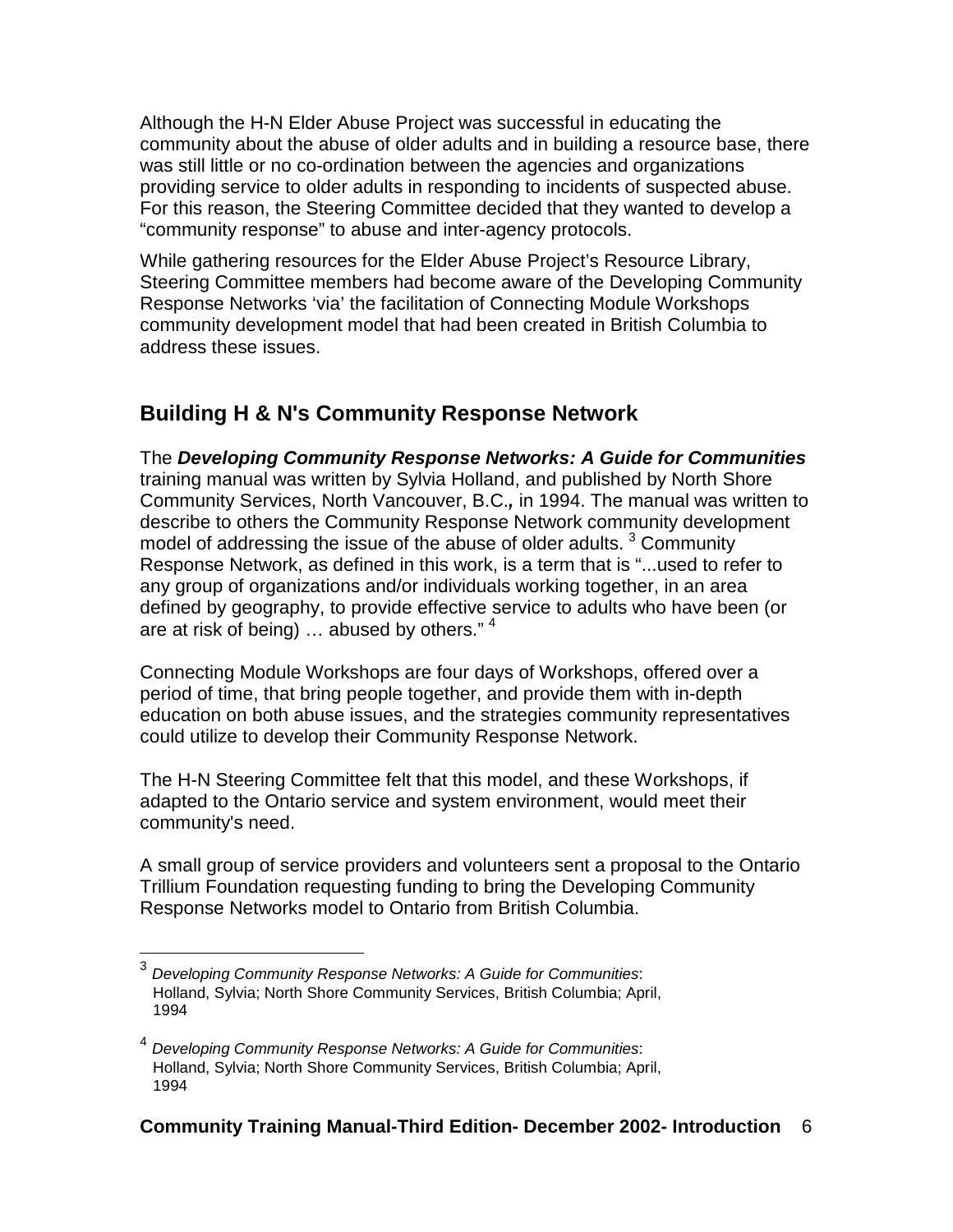Although the H-N Elder Abuse Project was successful in educating the community about the abuse of older adults and in building a resource base, there was still little or no co-ordination between the agencies and organizations providing service to older adults in responding to incidents of suspected abuse. For this reason, the Steering Committee decided that they wanted to develop a "community response" to abuse and inter-agency protocols.

While gathering resources for the Elder Abuse Project's Resource Library, Steering Committee members had become aware of the Developing Community Response Networks 'via' the facilitation of Connecting Module Workshops community development model that had been created in British Columbia to address these issues.

## Building H & N's Community Response Network

The ***Developing Community Response Networks: A Guide for Communities*** training manual was written by Sylvia Holland, and published by North Shore Community Services, North Vancouver, B.C.***,*** in 1994. The manual was written to describe to others the Community Response Network community development model of addressing the issue of the abuse of older adults. [3] Community Response Network, as defined in this work, is a term that is "...used to refer to any group of organizations and/or individuals working together, in an area defined by geography, to provide effective service to adults who have been (or are at risk of being) … abused by others." [4]

Connecting Module Workshops are four days of Workshops, offered over a period of time, that bring people together, and provide them with in-depth education on both abuse issues, and the strategies community representatives could utilize to develop their Community Response Network.

The H-N Steering Committee felt that this model, and these Workshops, if adapted to the Ontario service and system environment, would meet their community's need.

A small group of service providers and volunteers sent a proposal to the Ontario Trillium Foundation requesting funding to bring the Developing Community Response Networks model to Ontario from British Columbia.

---

[3] *Developing Community Response Networks: A Guide for Communities*: Holland, Sylvia; North Shore Community Services, British Columbia; April, 1994

[4] *Developing Community Response Networks: A Guide for Communities*: Holland, Sylvia; North Shore Community Services, British Columbia; April, 1994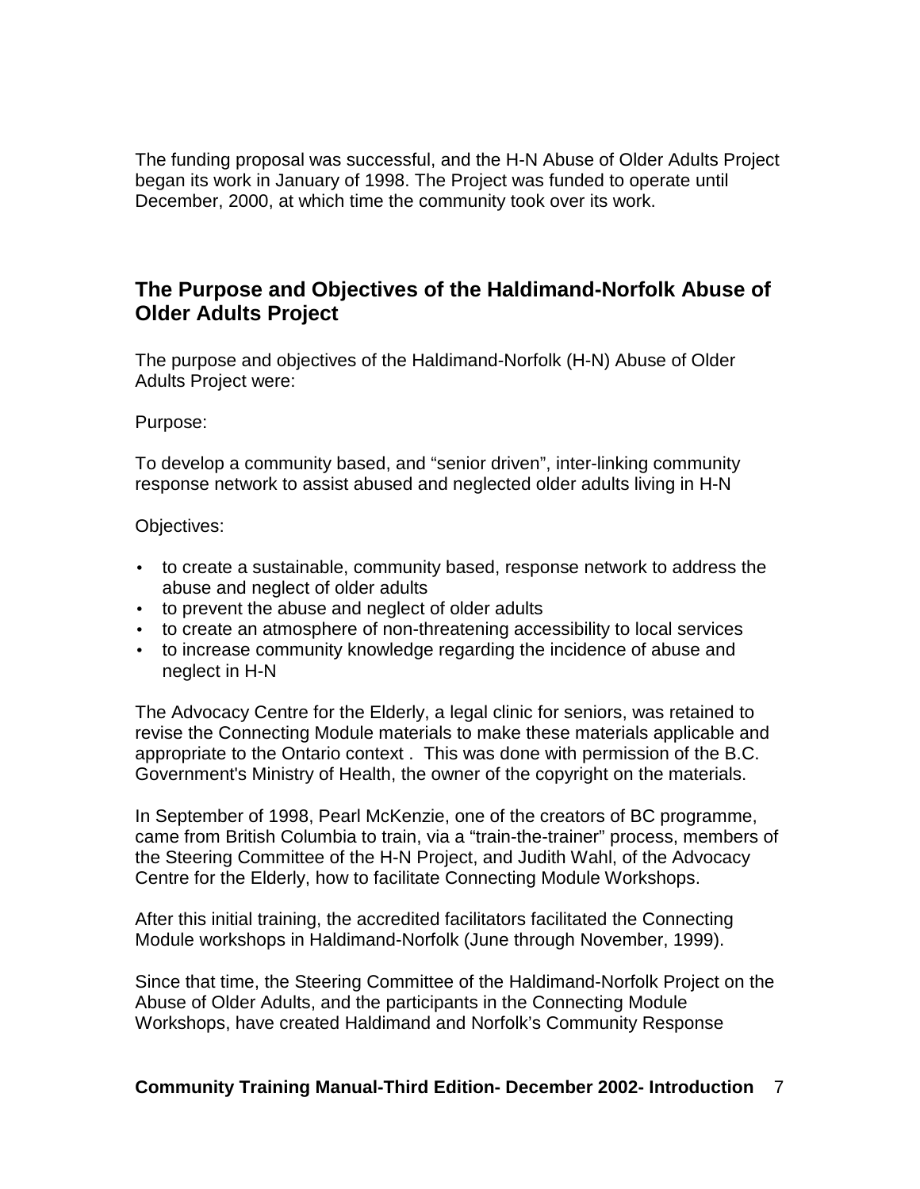The funding proposal was successful, and the H-N Abuse of Older Adults Project began its work in January of 1998. The Project was funded to operate until December, 2000, at which time the community took over its work.

## The Purpose and Objectives of the Haldimand-Norfolk Abuse of Older Adults Project

The purpose and objectives of the Haldimand-Norfolk (H-N) Abuse of Older Adults Project were:

Purpose:

To develop a community based, and "senior driven", inter-linking community response network to assist abused and neglected older adults living in H-N

Objectives:

- to create a sustainable, community based, response network to address the abuse and neglect of older adults
- to prevent the abuse and neglect of older adults
- to create an atmosphere of non-threatening accessibility to local services
- to increase community knowledge regarding the incidence of abuse and neglect in H-N

The Advocacy Centre for the Elderly, a legal clinic for seniors, was retained to revise the Connecting Module materials to make these materials applicable and appropriate to the Ontario context . This was done with permission of the B.C. Government's Ministry of Health, the owner of the copyright on the materials.

In September of 1998, Pearl McKenzie, one of the creators of BC programme, came from British Columbia to train, via a "train-the-trainer" process, members of the Steering Committee of the H-N Project, and Judith Wahl, of the Advocacy Centre for the Elderly, how to facilitate Connecting Module Workshops.

After this initial training, the accredited facilitators facilitated the Connecting Module workshops in Haldimand-Norfolk (June through November, 1999).

Since that time, the Steering Committee of the Haldimand-Norfolk Project on the Abuse of Older Adults, and the participants in the Connecting Module Workshops, have created Haldimand and Norfolk's Community Response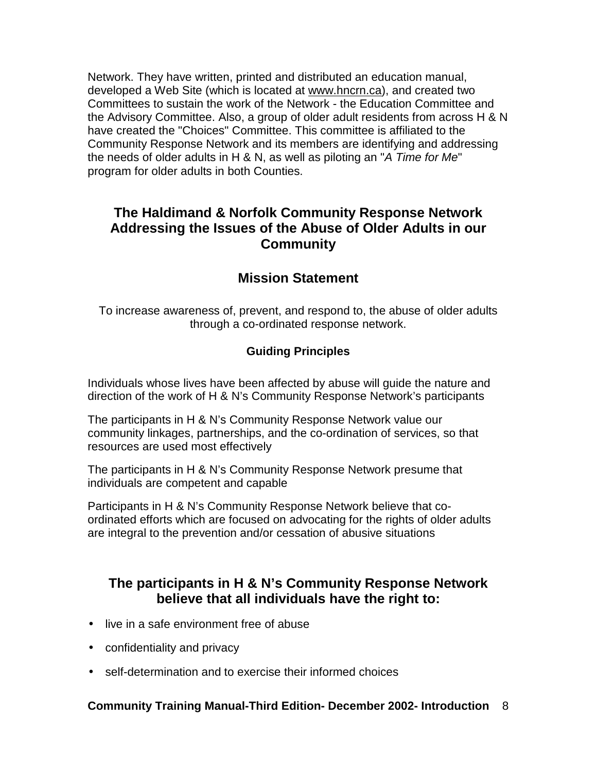Network. They have written, printed and distributed an education manual, developed a Web Site (which is located at www.hncrn.ca), and created two Committees to sustain the work of the Network - the Education Committee and the Advisory Committee. Also, a group of older adult residents from across H & N have created the "Choices" Committee. This committee is affiliated to the Community Response Network and its members are identifying and addressing the needs of older adults in H & N, as well as piloting an "*A Time for Me*" program for older adults in both Counties.

## The Haldimand & Norfolk Community Response Network Addressing the Issues of the Abuse of Older Adults in our Community

## Mission Statement

To increase awareness of, prevent, and respond to, the abuse of older adults through a co-ordinated response network.

### Guiding Principles

Individuals whose lives have been affected by abuse will guide the nature and direction of the work of H & N's Community Response Network's participants

The participants in H & N's Community Response Network value our community linkages, partnerships, and the co-ordination of services, so that resources are used most effectively

The participants in H & N's Community Response Network presume that individuals are competent and capable

Participants in H & N's Community Response Network believe that co-ordinated efforts which are focused on advocating for the rights of older adults are integral to the prevention and/or cessation of abusive situations

## The participants in H & N's Community Response Network believe that all individuals have the right to:

- live in a safe environment free of abuse
- confidentiality and privacy
- self-determination and to exercise their informed choices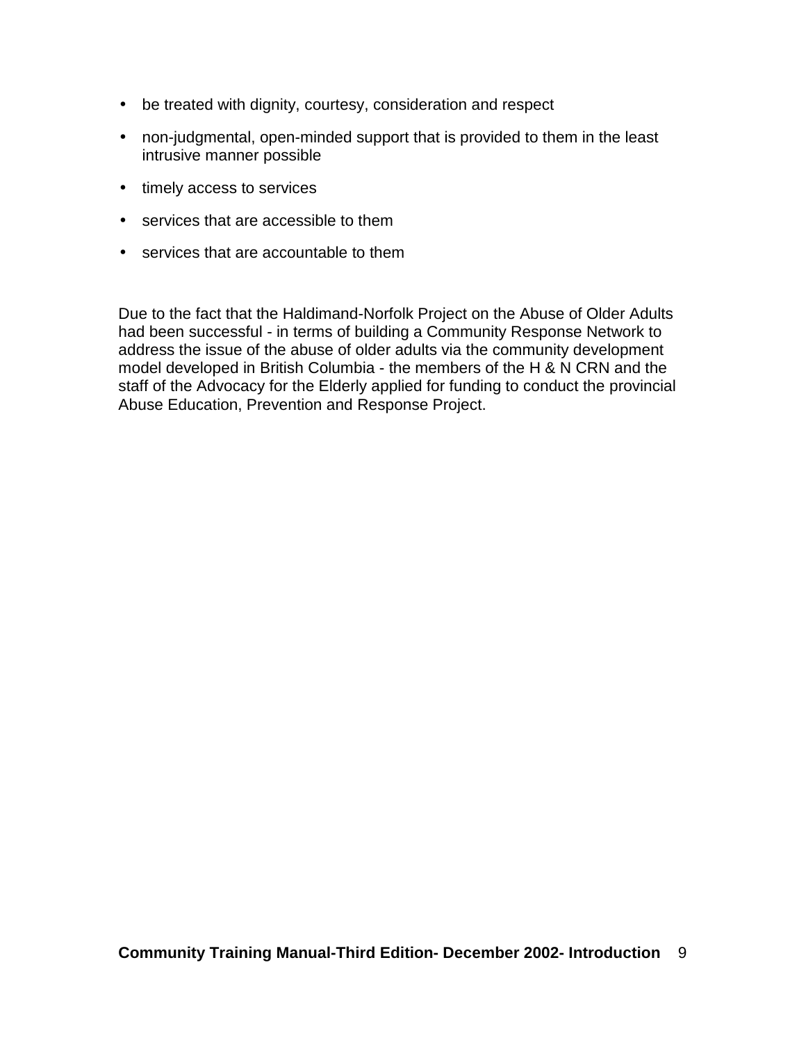- be treated with dignity, courtesy, consideration and respect
- non-judgmental, open-minded support that is provided to them in the least intrusive manner possible
- timely access to services
- services that are accessible to them
- services that are accountable to them

Due to the fact that the Haldimand-Norfolk Project on the Abuse of Older Adults had been successful - in terms of building a Community Response Network to address the issue of the abuse of older adults via the community development model developed in British Columbia - the members of the H & N CRN and the staff of the Advocacy for the Elderly applied for funding to conduct the provincial Abuse Education, Prevention and Response Project.